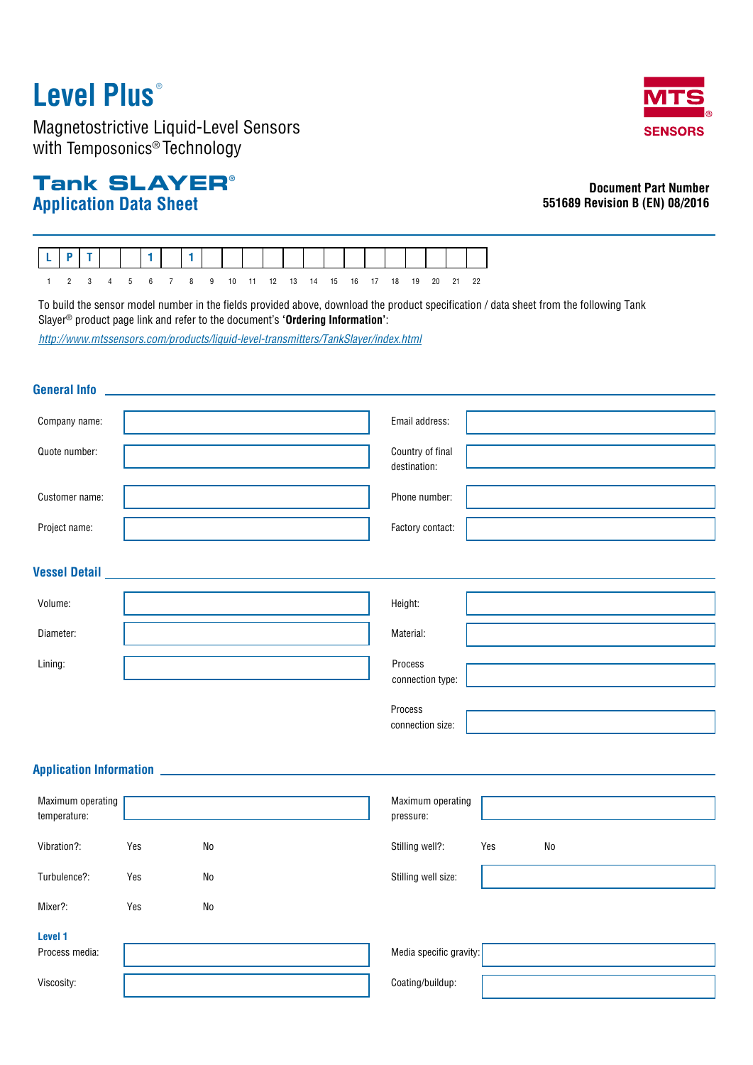# Level Plus®

Magnetostrictive Liquid-Level Sensors
with Temposonics® Technology

MTS® SENSORS

## Tank SLAYER®
## Application Data Sheet

**Document Part Number**
**551689 Revision B (EN) 08/2016**

| L | P | T |  |  | 1 |  | 1 |  |  |  |  |  |  |  |  |  |  |  |  |  |  |
|---|---|---|---|---|---|---|---|---|---|---|---|---|---|---|---|---|---|---|---|---|---|
| 1 | 2 | 3 | 4 | 5 | 6 | 7 | 8 | 9 | 10 | 11 | 12 | 13 | 14 | 15 | 16 | 17 | 18 | 19 | 20 | 21 | 22 |

To build the sensor model number in the fields provided above, download the product specification / data sheet from the following Tank Slayer® product page link and refer to the document's **'Ordering Information'**:

*http://www.mtssensors.com/products/liquid-level-transmitters/TankSlayer/index.html*

### General Info

| | | | |
|---|---|---|---|
| Company name: | | Email address: | |
| Quote number: | | Country of final destination: | |
| Customer name: | | Phone number: | |
| Project name: | | Factory contact: | |

### Vessel Detail

| | | | |
|---|---|---|---|
| Volume: | | Height: | |
| Diameter: | | Material: | |
| Lining: | | Process connection type: | |
| | | Process connection size: | |

### Application Information

| | | | |
|---|---|---|---|
| Maximum operating temperature: | | Maximum operating pressure: | |
| Vibration?: | Yes No | Stilling well?: | Yes No |
| Turbulence?: | Yes No | Stilling well size: | |
| Mixer?: | Yes No | | |

**Level 1**

| | | | |
|---|---|---|---|
| Process media: | | Media specific gravity: | |
| Viscosity: | | Coating/buildup: | |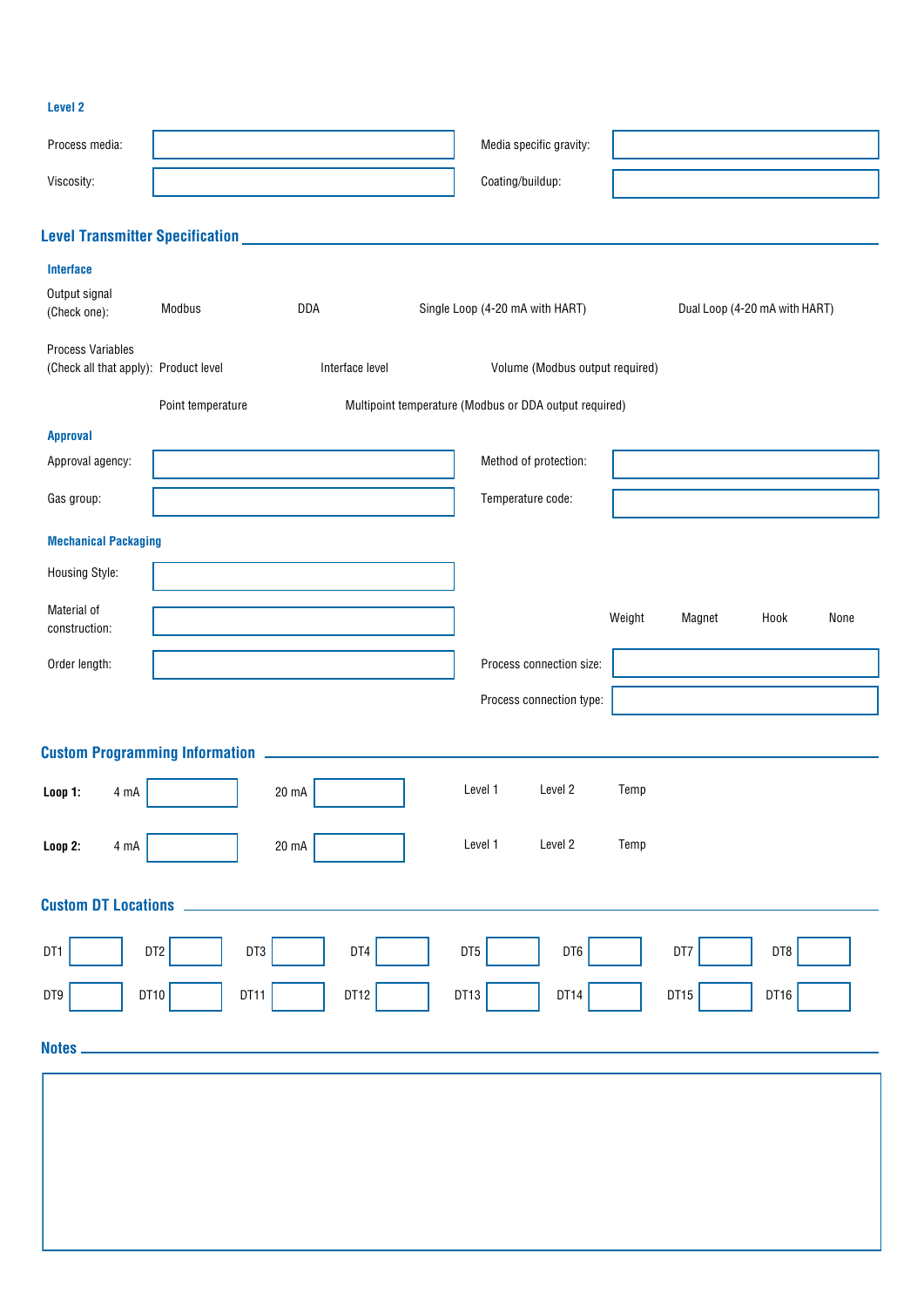### Level 2

| | | | |
|---|---|---|---|
| Process media: | | Media specific gravity: | |
| Viscosity: | | Coating/buildup: | |

## Level Transmitter Specification

### Interface

Output signal (Check one): Modbus DDA Single Loop (4-20 mA with HART) Dual Loop (4-20 mA with HART)

Process Variables (Check all that apply): Product level Interface level Volume (Modbus output required)

Point temperature Multipoint temperature (Modbus or DDA output required)

### Approval

| | | | |
|---|---|---|---|
| Approval agency: | | Method of protection: | |
| Gas group: | | Temperature code: | |

### Mechanical Packaging

| | | | |
|---|---|---|---|
| Housing Style: | | | |
| Material of construction: | | Weight Magnet Hook None | |
| Order length: | | Process connection size: | |
| | | Process connection type: | |

## Custom Programming Information

| | | | | | |
|---|---|---|---|---|---|
| **Loop 1:** | 4 mA | | 20 mA | | Level 1 Level 2 Temp |
| **Loop 2:** | 4 mA | | 20 mA | | Level 1 Level 2 Temp |

## Custom DT Locations

| | | | | | | | | | | | | | | | |
|---|---|---|---|---|---|---|---|---|---|---|---|---|---|---|---|
| DT1 | | DT2 | | DT3 | | DT4 | | DT5 | | DT6 | | DT7 | | DT8 | |
| DT9 | | DT10 | | DT11 | | DT12 | | DT13 | | DT14 | | DT15 | | DT16 | |

## Notes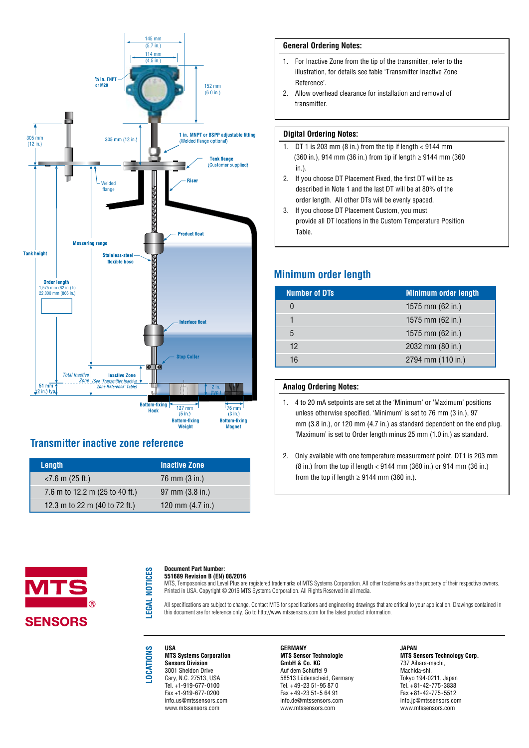145 mm
(5.7 in.)
114 mm
(4.5 in.)
¾ in. FNPT
or M20
152 mm
(6.0 in.)
305 mm
(12 in.)
305 mm (12 in.)
1 in. MNPT or BSPP adjustable fitting
(Welded flange optional)
Tank flange
(Customer supplied)
Welded
flange
Riser
Product float
Measuring range
Tank height
Stainless-steel
flexible hose
Order length
1,575 mm (62 in.) to
22,000 mm (866 in.)
Interface float
Stop Collar
Total Inactive
Zone
Inactive Zone
(See 'Transmitter Inactive
Zone Reference' Table)
51 mm
(2 in.) typ.
2 in.
(typ.)
Bottom-fixing
Hook
127 mm
(5 in.)
Bottom-fixing
Weight
76 mm
(3 in.)
Bottom-fixing
Magnet

## Transmitter inactive zone reference

| Length | Inactive Zone |
|---|---|
| <7.6 m (25 ft.) | 76 mm (3 in.) |
| 7.6 m to 12.2 m (25 to 40 ft.) | 97 mm (3.8 in.) |
| 12.3 m to 22 m (40 to 72 ft.) | 120 mm (4.7 in.) |

### General Ordering Notes:

1. For Inactive Zone from the tip of the transmitter, refer to the illustration, for details see table 'Transmitter Inactive Zone Reference'.
2. Allow overhead clearance for installation and removal of transmitter.

### Digital Ordering Notes:

1. DT 1 is 203 mm (8 in.) from the tip if length < 9144 mm (360 in.), 914 mm (36 in.) from tip if length ≥ 9144 mm (360 in.).
2. If you choose DT Placement Fixed, the first DT will be as described in Note 1 and the last DT will be at 80% of the order length. All other DTs will be evenly spaced.
3. If you choose DT Placement Custom, you must provide all DT locations in the Custom Temperature Position Table.

## Minimum order length

| Number of DTs | Minimum order length |
|---|---|
| 0 | 1575 mm (62 in.) |
| 1 | 1575 mm (62 in.) |
| 5 | 1575 mm (62 in.) |
| 12 | 2032 mm (80 in.) |
| 16 | 2794 mm (110 in.) |

### Analog Ordering Notes:

1. 4 to 20 mA setpoints are set at the 'Minimum' or 'Maximum' positions unless otherwise specified. 'Minimum' is set to 76 mm (3 in.), 97 mm (3.8 in.), or 120 mm (4.7 in.) as standard dependent on the end plug. 'Maximum' is set to Order length minus 25 mm (1.0 in.) as standard.
2. Only available with one temperature measurement point. DT1 is 203 mm (8 in.) from the top if length < 9144 mm (360 in.) or 914 mm (36 in.) from the top if length ≥ 9144 mm (360 in.).

MTS SENSORS®

**LEGAL NOTICES**

**Document Part Number:**
**551689 Revision B (EN) 08/2016**
MTS, Temposonics and Level Plus are registered trademarks of MTS Systems Corporation. All other trademarks are the property of their respective owners.
Printed in USA. Copyright © 2016 MTS Systems Corporation. All Rights Reserved in all media.

All specifications are subject to change. Contact MTS for specifications and engineering drawings that are critical to your application. Drawings contained in this document are for reference only. Go to http://www.mtssensors.com for the latest product information.

**LOCATIONS**

**USA**
**MTS Systems Corporation**
**Sensors Division**
3001 Sheldon Drive
Cary, N.C. 27513, USA
Tel. +1-919-677-0100
Fax +1-919-677-0200
info.us@mtssensors.com
www.mtssensors.com

**GERMANY**
**MTS Sensor Technologie**
**GmbH & Co. KG**
Auf dem Schüffel 9
58513 Lüdenscheid, Germany
Tel. +49-23 51-95 87 0
Fax +49-23 51-5 64 91
info.de@mtssensors.com
www.mtssensors.com

**JAPAN**
**MTS Sensors Technology Corp.**
737 Aihara-machi,
Machida-shi,
Tokyo 194-0211, Japan
Tel. +81-42-775-3838
Fax +81-42-775-5512
info.jp@mtssensors.com
www.mtssensors.com